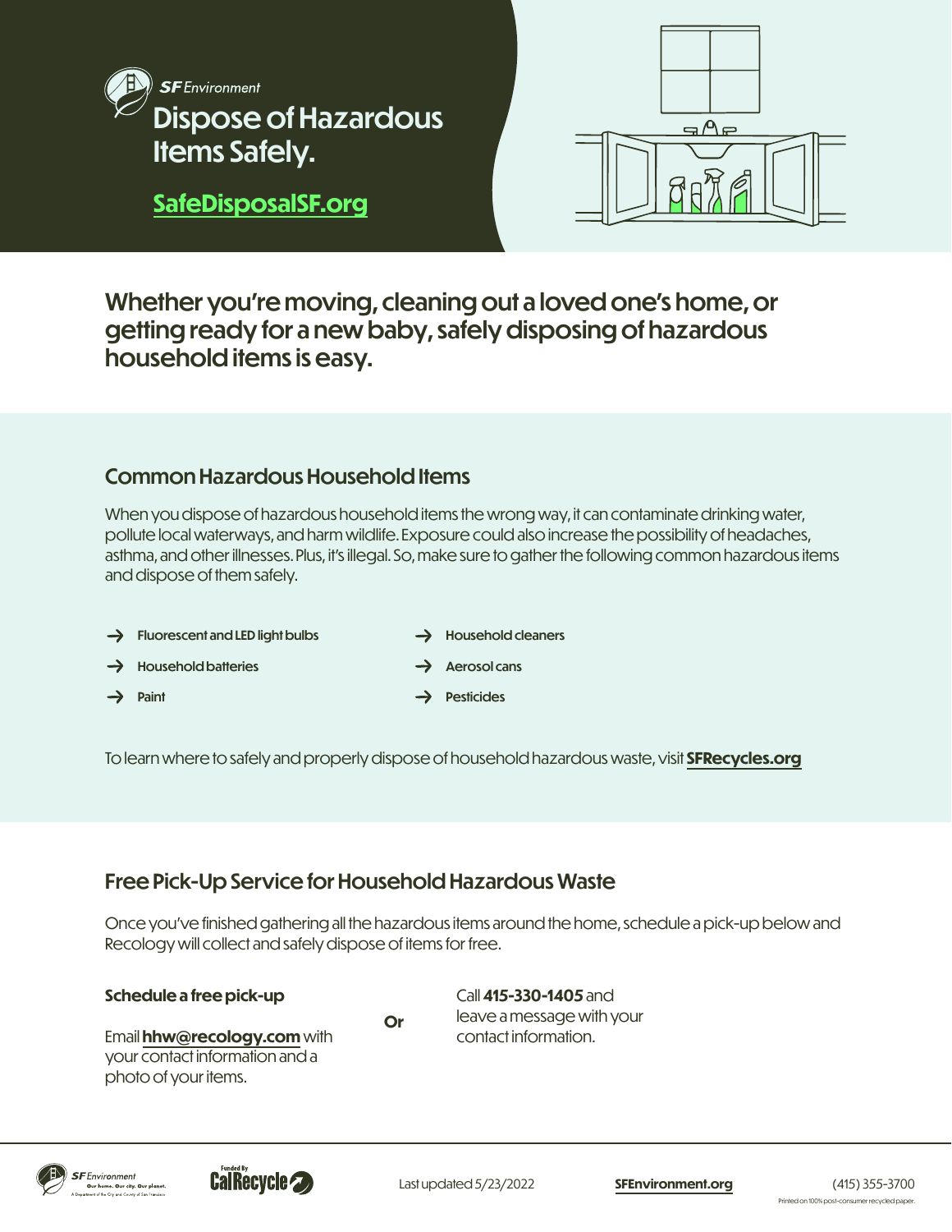*SF Environment*

# Dispose of Hazardous Items Safely.

**SafeDisposalSF.org**

## Whether you're moving, cleaning out a loved one's home, or getting ready for a new baby, safely disposing of hazardous household items is easy.

### Common Hazardous Household Items

When you dispose of hazardous household items the wrong way, it can contaminate drinking water, pollute local waterways, and harm wildlife. Exposure could also increase the possibility of headaches, asthma, and other illnesses. Plus, it's illegal. So, make sure to gather the following common hazardous items and dispose of them safely.

- → **Fluorescent and LED light bulbs**
- → **Household batteries**
- → **Paint**
- → **Household cleaners**
- → **Aerosol cans**
- → **Pesticides**

To learn where to safely and properly dispose of household hazardous waste, visit **SFRecycles.org**

### Free Pick-Up Service for Household Hazardous Waste

Once you've finished gathering all the hazardous items around the home, schedule a pick-up below and Recology will collect and safely dispose of items for free.

**Schedule a free pick-up**

Email **hhw@recology.com** with your contact information and a photo of your items.

**Or**

Call **415-330-1405** and leave a message with your contact information.

*SF Environment* Our home. Our city. Our planet. A Department of the City and County of San Francisco

Funded By CalRecycle

Last updated 5/23/2022

**SFEnvironment.org**

(415) 355-3700

Printed on 100% post-consumer recycled paper.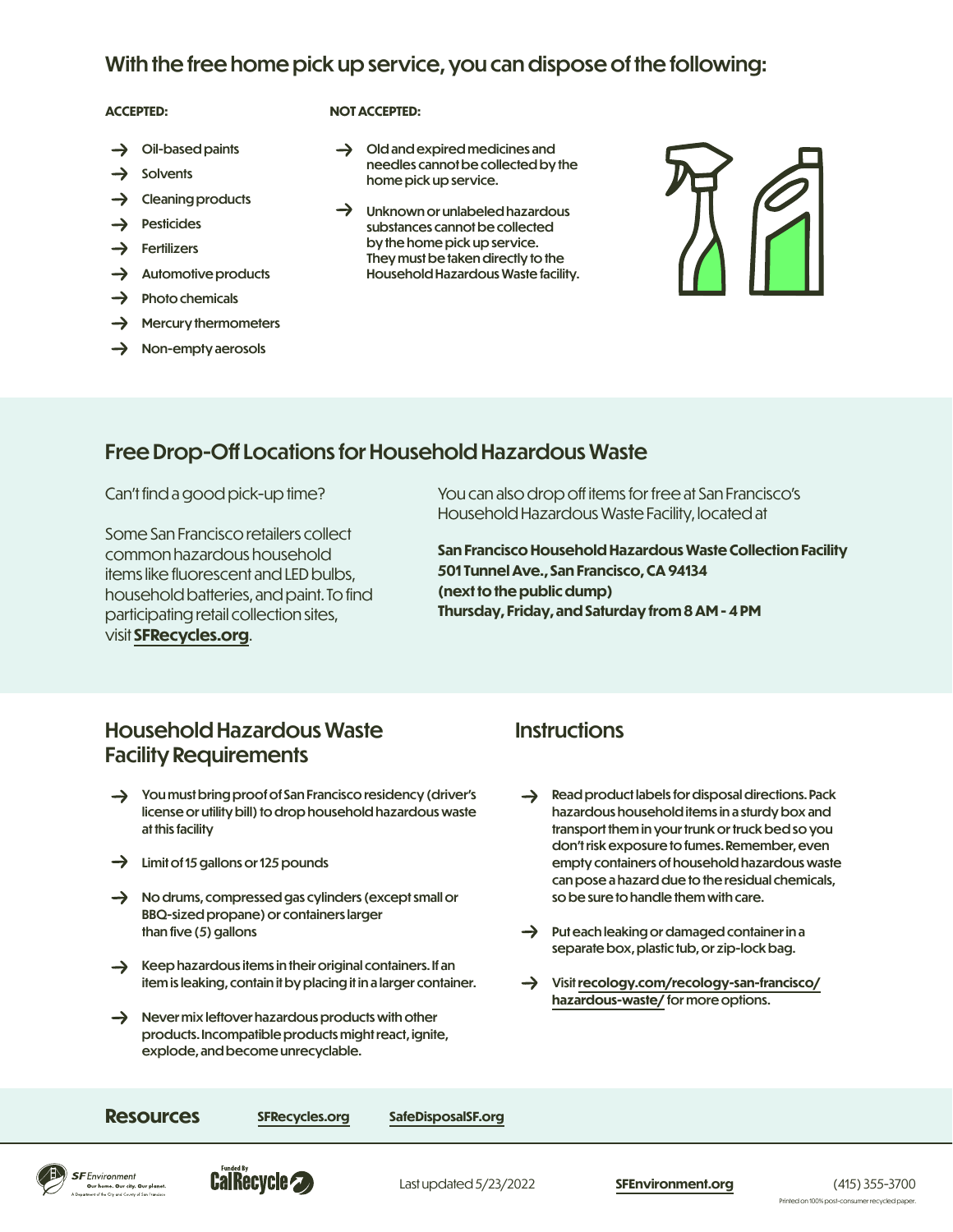## With the free home pick up service, you can dispose of the following:

**ACCEPTED:**

- Oil-based paints
- Solvents
- Cleaning products
- Pesticides
- Fertilizers
- Automotive products
- Photo chemicals
- Mercury thermometers
- Non-empty aerosols

**NOT ACCEPTED:**

- Old and expired medicines and needles cannot be collected by the home pick up service.
- Unknown or unlabeled hazardous substances cannot be collected by the home pick up service. They must be taken directly to the Household Hazardous Waste facility.

## Free Drop-Off Locations for Household Hazardous Waste

Can't find a good pick-up time?

Some San Francisco retailers collect common hazardous household items like fluorescent and LED bulbs, household batteries, and paint. To find participating retail collection sites, visit **SFRecycles.org**.

You can also drop off items for free at San Francisco's Household Hazardous Waste Facility, located at

**San Francisco Household Hazardous Waste Collection Facility**
**501 Tunnel Ave., San Francisco, CA 94134**
**(next to the public dump)**
**Thursday, Friday, and Saturday from 8 AM - 4 PM**

## Household Hazardous Waste Facility Requirements

- You must bring proof of San Francisco residency (driver's license or utility bill) to drop household hazardous waste at this facility
- Limit of 15 gallons or 125 pounds
- No drums, compressed gas cylinders (except small or BBQ-sized propane) or containers larger than five (5) gallons
- Keep hazardous items in their original containers. If an item is leaking, contain it by placing it in a larger container.
- Never mix leftover hazardous products with other products. Incompatible products might react, ignite, explode, and become unrecyclable.

## Instructions

- Read product labels for disposal directions. Pack hazardous household items in a sturdy box and transport them in your trunk or truck bed so you don't risk exposure to fumes. Remember, even empty containers of household hazardous waste can pose a hazard due to the residual chemicals, so be sure to handle them with care.
- Put each leaking or damaged container in a separate box, plastic tub, or zip-lock bag.
- Visit recology.com/recology-san-francisco/hazardous-waste/ for more options.

## Resources

SFRecycles.org SafeDisposalSF.org

SF Environment — Our home. Our city. Our planet. A Department of the City and County of San Francisco

Funded By CalRecycle

Last updated 5/23/2022

SFEnvironment.org

(415) 355-3700

Printed on 100% post-consumer recycled paper.